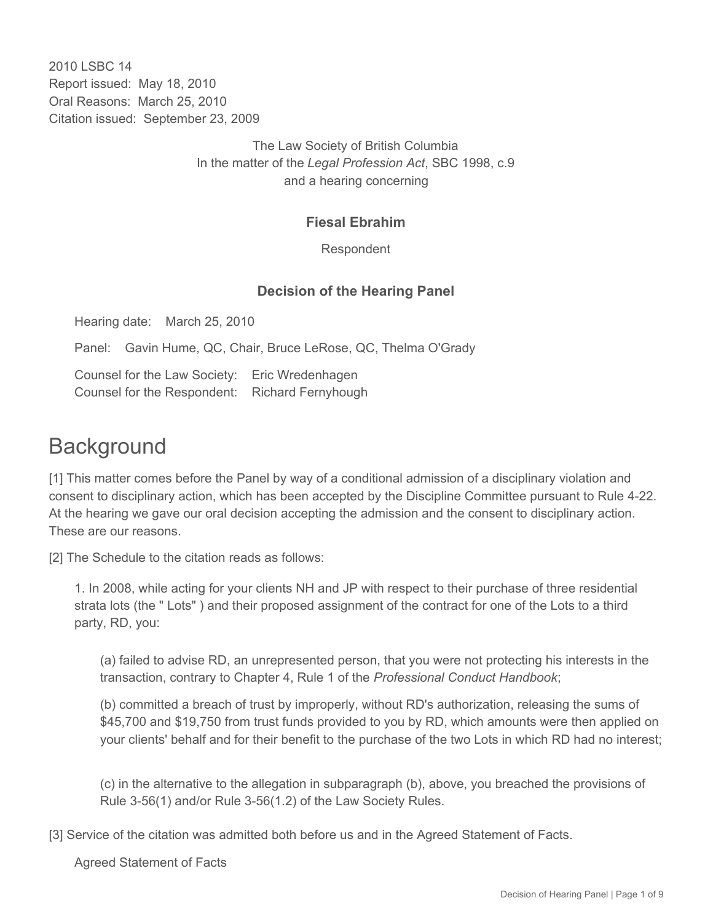2010 LSBC 14
Report issued: May 18, 2010
Oral Reasons: March 25, 2010
Citation issued: September 23, 2009

The Law Society of British Columbia
In the matter of the *Legal Profession Act*, SBC 1998, c.9
and a hearing concerning

**Fiesal Ebrahim**

Respondent

**Decision of the Hearing Panel**

Hearing date: March 25, 2010

Panel: Gavin Hume, QC, Chair, Bruce LeRose, QC, Thelma O'Grady

Counsel for the Law Society: Eric Wredenhagen
Counsel for the Respondent: Richard Fernyhough

# Background

[1] This matter comes before the Panel by way of a conditional admission of a disciplinary violation and consent to disciplinary action, which has been accepted by the Discipline Committee pursuant to Rule 4-22. At the hearing we gave our oral decision accepting the admission and the consent to disciplinary action. These are our reasons.

[2] The Schedule to the citation reads as follows:

> 1. In 2008, while acting for your clients NH and JP with respect to their purchase of three residential strata lots (the " Lots" ) and their proposed assignment of the contract for one of the Lots to a third party, RD, you:
>
> > (a) failed to advise RD, an unrepresented person, that you were not protecting his interests in the transaction, contrary to Chapter 4, Rule 1 of the *Professional Conduct Handbook*;
> >
> > (b) committed a breach of trust by improperly, without RD's authorization, releasing the sums of $45,700 and $19,750 from trust funds provided to you by RD, which amounts were then applied on your clients' behalf and for their benefit to the purchase of the two Lots in which RD had no interest;
> >
> > (c) in the alternative to the allegation in subparagraph (b), above, you breached the provisions of Rule 3-56(1) and/or Rule 3-56(1.2) of the Law Society Rules.

[3] Service of the citation was admitted both before us and in the Agreed Statement of Facts.

Agreed Statement of Facts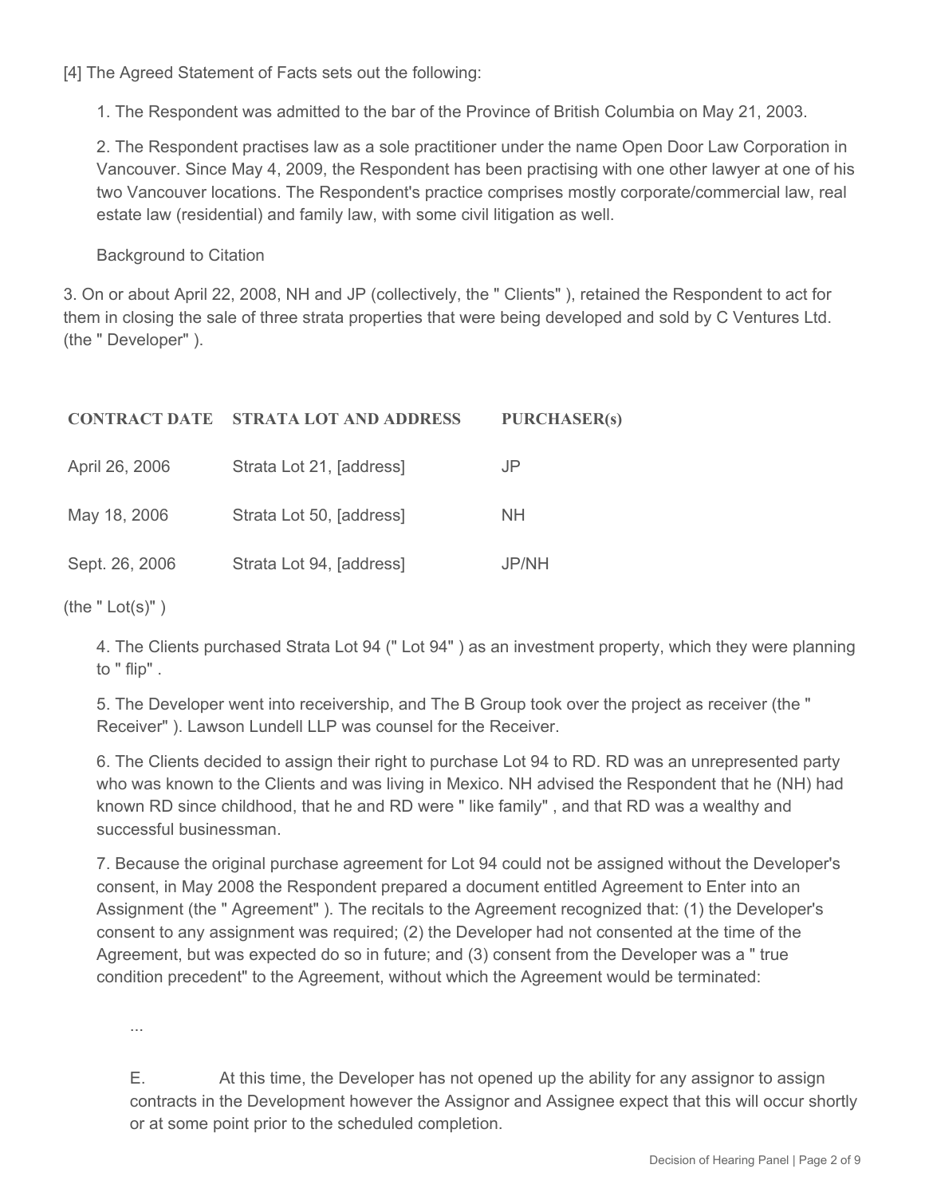[4] The Agreed Statement of Facts sets out the following:

1. The Respondent was admitted to the bar of the Province of British Columbia on May 21, 2003.

2. The Respondent practises law as a sole practitioner under the name Open Door Law Corporation in Vancouver. Since May 4, 2009, the Respondent has been practising with one other lawyer at one of his two Vancouver locations. The Respondent's practice comprises mostly corporate/commercial law, real estate law (residential) and family law, with some civil litigation as well.

Background to Citation

3. On or about April 22, 2008, NH and JP (collectively, the " Clients" ), retained the Respondent to act for them in closing the sale of three strata properties that were being developed and sold by C Ventures Ltd. (the " Developer" ).

| CONTRACT DATE | STRATA LOT AND ADDRESS | PURCHASER(s) |
| --- | --- | --- |
| April 26, 2006 | Strata Lot 21, [address] | JP |
| May 18, 2006 | Strata Lot 50, [address] | NH |
| Sept. 26, 2006 | Strata Lot 94, [address] | JP/NH |

(the " Lot(s)" )

4. The Clients purchased Strata Lot 94 (" Lot 94" ) as an investment property, which they were planning to " flip" .

5. The Developer went into receivership, and The B Group took over the project as receiver (the " Receiver" ). Lawson Lundell LLP was counsel for the Receiver.

6. The Clients decided to assign their right to purchase Lot 94 to RD. RD was an unrepresented party who was known to the Clients and was living in Mexico. NH advised the Respondent that he (NH) had known RD since childhood, that he and RD were " like family" , and that RD was a wealthy and successful businessman.

7. Because the original purchase agreement for Lot 94 could not be assigned without the Developer's consent, in May 2008 the Respondent prepared a document entitled Agreement to Enter into an Assignment (the " Agreement" ). The recitals to the Agreement recognized that: (1) the Developer's consent to any assignment was required; (2) the Developer had not consented at the time of the Agreement, but was expected do so in future; and (3) consent from the Developer was a " true condition precedent" to the Agreement, without which the Agreement would be terminated:

...

E. At this time, the Developer has not opened up the ability for any assignor to assign contracts in the Development however the Assignor and Assignee expect that this will occur shortly or at some point prior to the scheduled completion.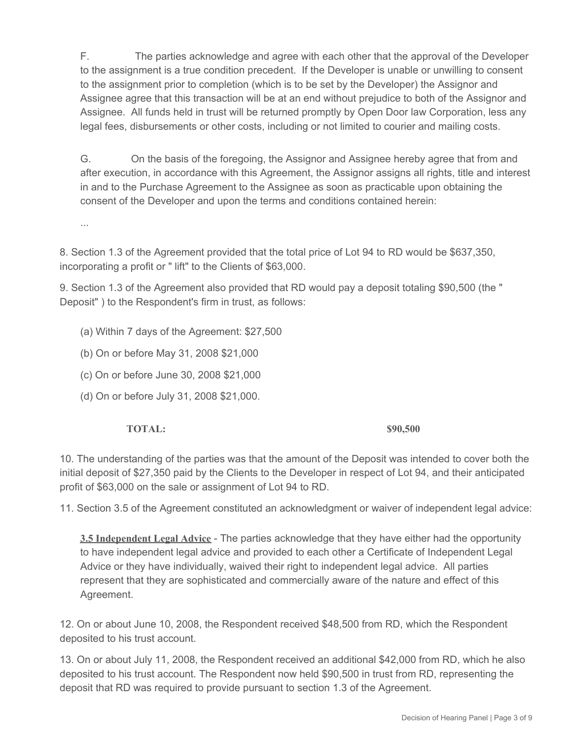F. The parties acknowledge and agree with each other that the approval of the Developer to the assignment is a true condition precedent. If the Developer is unable or unwilling to consent to the assignment prior to completion (which is to be set by the Developer) the Assignor and Assignee agree that this transaction will be at an end without prejudice to both of the Assignor and Assignee. All funds held in trust will be returned promptly by Open Door law Corporation, less any legal fees, disbursements or other costs, including or not limited to courier and mailing costs.

G. On the basis of the foregoing, the Assignor and Assignee hereby agree that from and after execution, in accordance with this Agreement, the Assignor assigns all rights, title and interest in and to the Purchase Agreement to the Assignee as soon as practicable upon obtaining the consent of the Developer and upon the terms and conditions contained herein:

...

8. Section 1.3 of the Agreement provided that the total price of Lot 94 to RD would be $637,350, incorporating a profit or " lift" to the Clients of $63,000.

9. Section 1.3 of the Agreement also provided that RD would pay a deposit totaling $90,500 (the " Deposit" ) to the Respondent's firm in trust, as follows:

(a) Within 7 days of the Agreement: $27,500

(b) On or before May 31, 2008 $21,000

(c) On or before June 30, 2008 $21,000

(d) On or before July 31, 2008 $21,000.

**TOTAL:** **$90,500**

10. The understanding of the parties was that the amount of the Deposit was intended to cover both the initial deposit of $27,350 paid by the Clients to the Developer in respect of Lot 94, and their anticipated profit of $63,000 on the sale or assignment of Lot 94 to RD.

11. Section 3.5 of the Agreement constituted an acknowledgment or waiver of independent legal advice:

**3.5 Independent Legal Advice** - The parties acknowledge that they have either had the opportunity to have independent legal advice and provided to each other a Certificate of Independent Legal Advice or they have individually, waived their right to independent legal advice. All parties represent that they are sophisticated and commercially aware of the nature and effect of this Agreement.

12. On or about June 10, 2008, the Respondent received $48,500 from RD, which the Respondent deposited to his trust account.

13. On or about July 11, 2008, the Respondent received an additional $42,000 from RD, which he also deposited to his trust account. The Respondent now held $90,500 in trust from RD, representing the deposit that RD was required to provide pursuant to section 1.3 of the Agreement.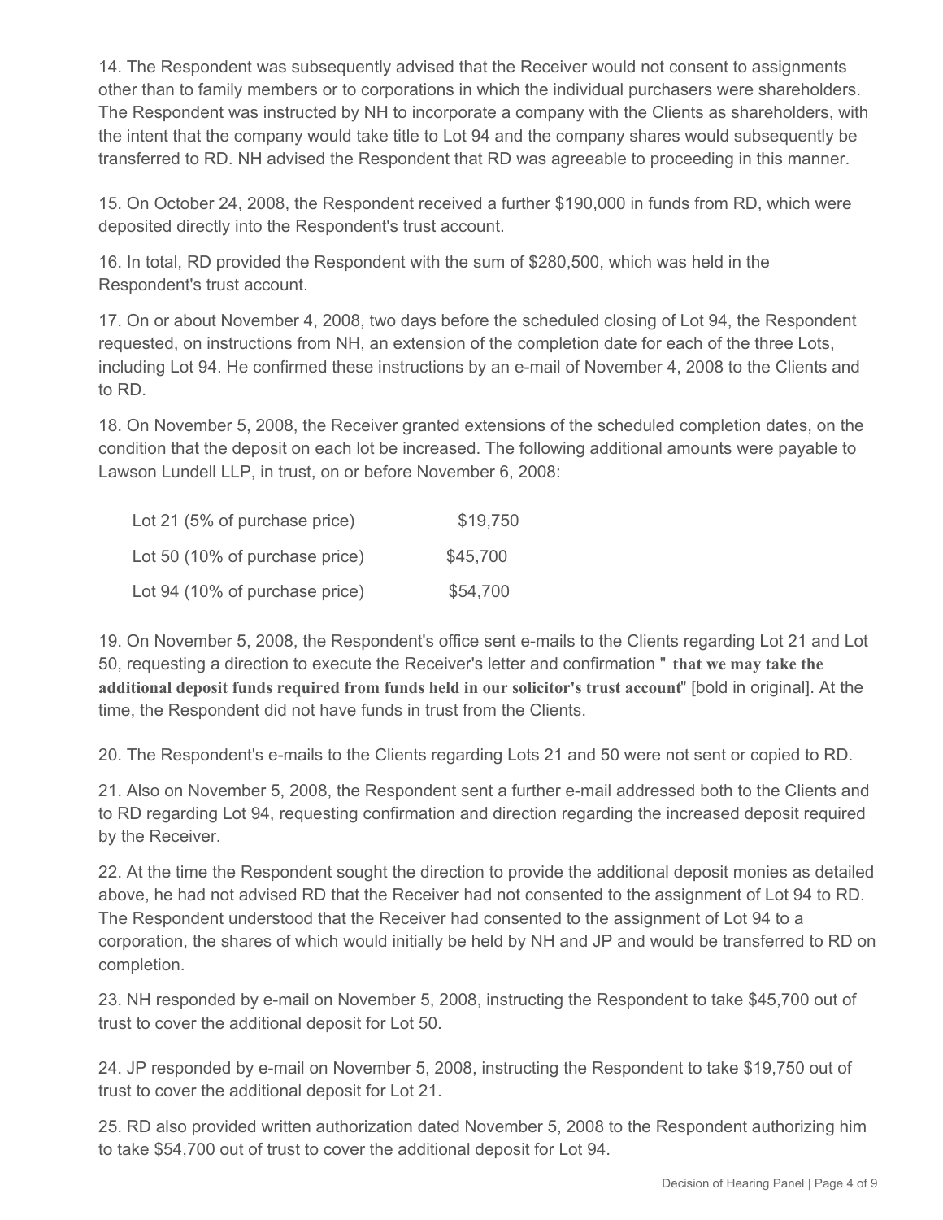14. The Respondent was subsequently advised that the Receiver would not consent to assignments other than to family members or to corporations in which the individual purchasers were shareholders. The Respondent was instructed by NH to incorporate a company with the Clients as shareholders, with the intent that the company would take title to Lot 94 and the company shares would subsequently be transferred to RD. NH advised the Respondent that RD was agreeable to proceeding in this manner.

15. On October 24, 2008, the Respondent received a further $190,000 in funds from RD, which were deposited directly into the Respondent's trust account.

16. In total, RD provided the Respondent with the sum of $280,500, which was held in the Respondent's trust account.

17. On or about November 4, 2008, two days before the scheduled closing of Lot 94, the Respondent requested, on instructions from NH, an extension of the completion date for each of the three Lots, including Lot 94. He confirmed these instructions by an e-mail of November 4, 2008 to the Clients and to RD.

18. On November 5, 2008, the Receiver granted extensions of the scheduled completion dates, on the condition that the deposit on each lot be increased. The following additional amounts were payable to Lawson Lundell LLP, in trust, on or before November 6, 2008:

| | |
|---|---|
| Lot 21 (5% of purchase price) | $19,750 |
| Lot 50 (10% of purchase price) | $45,700 |
| Lot 94 (10% of purchase price) | $54,700 |

19. On November 5, 2008, the Respondent's office sent e-mails to the Clients regarding Lot 21 and Lot 50, requesting a direction to execute the Receiver's letter and confirmation " **that we may take the additional deposit funds required from funds held in our solicitor's trust account**" [bold in original]. At the time, the Respondent did not have funds in trust from the Clients.

20. The Respondent's e-mails to the Clients regarding Lots 21 and 50 were not sent or copied to RD.

21. Also on November 5, 2008, the Respondent sent a further e-mail addressed both to the Clients and to RD regarding Lot 94, requesting confirmation and direction regarding the increased deposit required by the Receiver.

22. At the time the Respondent sought the direction to provide the additional deposit monies as detailed above, he had not advised RD that the Receiver had not consented to the assignment of Lot 94 to RD. The Respondent understood that the Receiver had consented to the assignment of Lot 94 to a corporation, the shares of which would initially be held by NH and JP and would be transferred to RD on completion.

23. NH responded by e-mail on November 5, 2008, instructing the Respondent to take $45,700 out of trust to cover the additional deposit for Lot 50.

24. JP responded by e-mail on November 5, 2008, instructing the Respondent to take $19,750 out of trust to cover the additional deposit for Lot 21.

25. RD also provided written authorization dated November 5, 2008 to the Respondent authorizing him to take $54,700 out of trust to cover the additional deposit for Lot 94.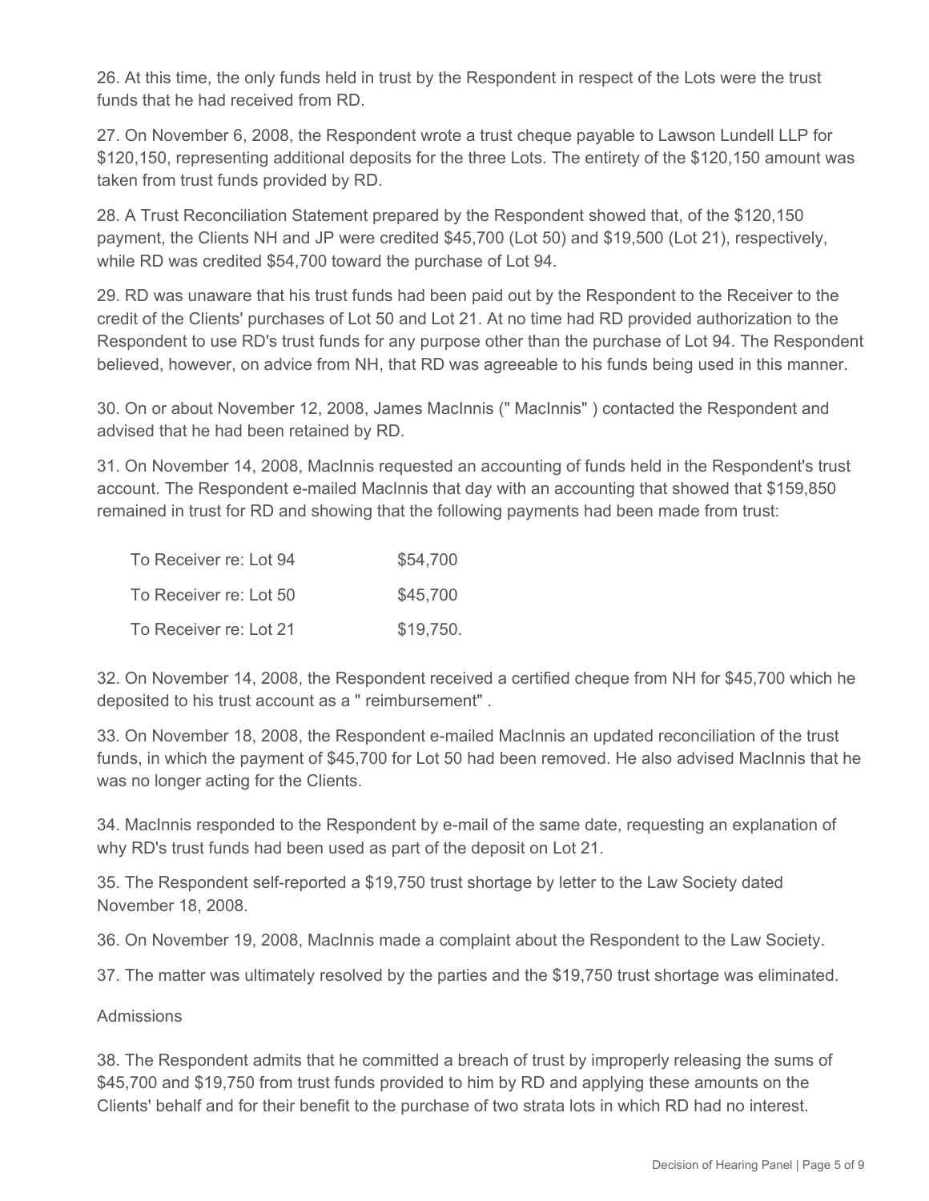26. At this time, the only funds held in trust by the Respondent in respect of the Lots were the trust funds that he had received from RD.

27. On November 6, 2008, the Respondent wrote a trust cheque payable to Lawson Lundell LLP for $120,150, representing additional deposits for the three Lots. The entirety of the $120,150 amount was taken from trust funds provided by RD.

28. A Trust Reconciliation Statement prepared by the Respondent showed that, of the $120,150 payment, the Clients NH and JP were credited $45,700 (Lot 50) and $19,500 (Lot 21), respectively, while RD was credited $54,700 toward the purchase of Lot 94.

29. RD was unaware that his trust funds had been paid out by the Respondent to the Receiver to the credit of the Clients' purchases of Lot 50 and Lot 21. At no time had RD provided authorization to the Respondent to use RD's trust funds for any purpose other than the purchase of Lot 94. The Respondent believed, however, on advice from NH, that RD was agreeable to his funds being used in this manner.

30. On or about November 12, 2008, James MacInnis (" MacInnis" ) contacted the Respondent and advised that he had been retained by RD.

31. On November 14, 2008, MacInnis requested an accounting of funds held in the Respondent's trust account. The Respondent e-mailed MacInnis that day with an accounting that showed that $159,850 remained in trust for RD and showing that the following payments had been made from trust:

| | |
|---|---|
| To Receiver re: Lot 94 | $54,700 |
| To Receiver re: Lot 50 | $45,700 |
| To Receiver re: Lot 21 | $19,750. |

32. On November 14, 2008, the Respondent received a certified cheque from NH for $45,700 which he deposited to his trust account as a " reimbursement" .

33. On November 18, 2008, the Respondent e-mailed MacInnis an updated reconciliation of the trust funds, in which the payment of $45,700 for Lot 50 had been removed. He also advised MacInnis that he was no longer acting for the Clients.

34. MacInnis responded to the Respondent by e-mail of the same date, requesting an explanation of why RD's trust funds had been used as part of the deposit on Lot 21.

35. The Respondent self-reported a $19,750 trust shortage by letter to the Law Society dated November 18, 2008.

36. On November 19, 2008, MacInnis made a complaint about the Respondent to the Law Society.

37. The matter was ultimately resolved by the parties and the $19,750 trust shortage was eliminated.

Admissions

38. The Respondent admits that he committed a breach of trust by improperly releasing the sums of $45,700 and $19,750 from trust funds provided to him by RD and applying these amounts on the Clients' behalf and for their benefit to the purchase of two strata lots in which RD had no interest.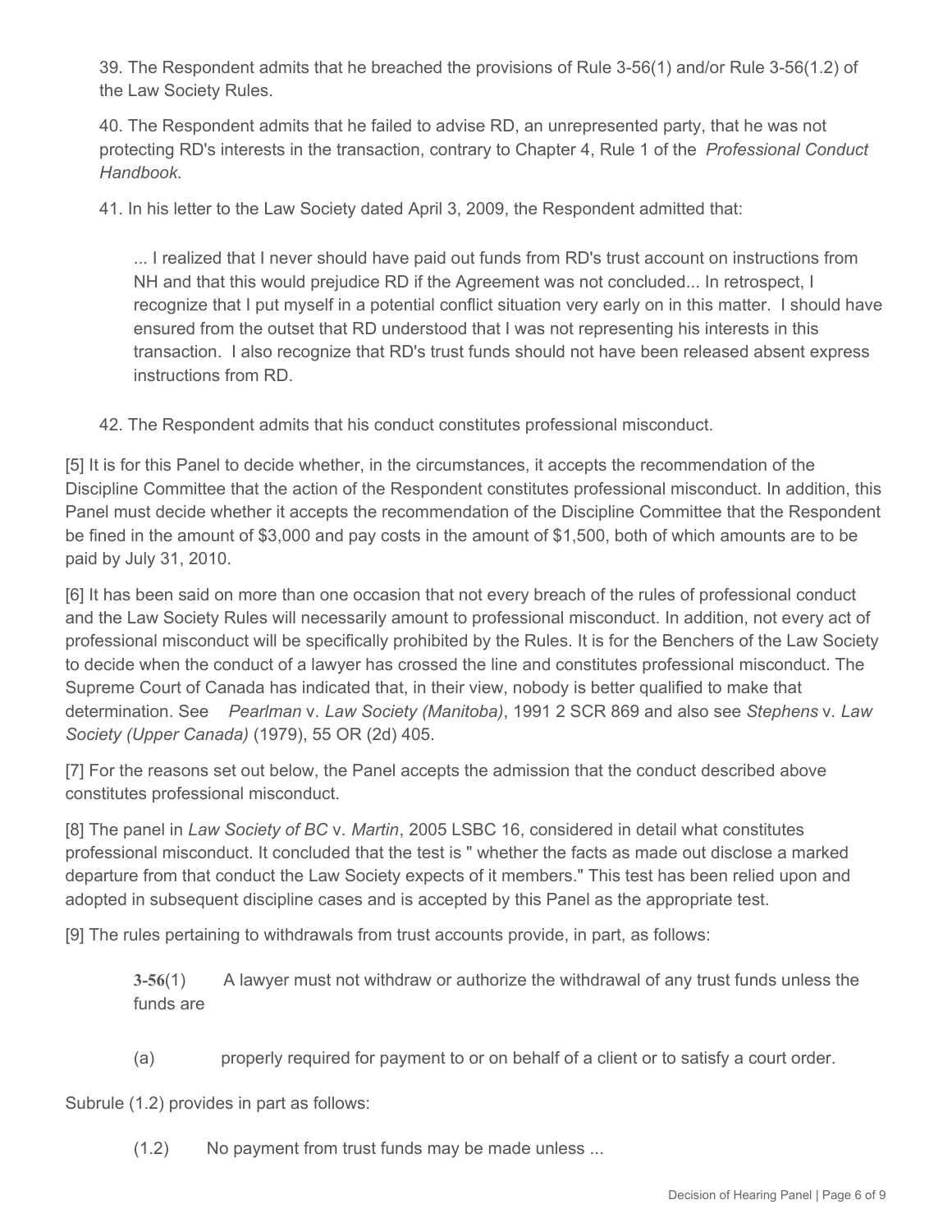39. The Respondent admits that he breached the provisions of Rule 3-56(1) and/or Rule 3-56(1.2) of the Law Society Rules.

40. The Respondent admits that he failed to advise RD, an unrepresented party, that he was not protecting RD's interests in the transaction, contrary to Chapter 4, Rule 1 of the *Professional Conduct Handbook*.

41. In his letter to the Law Society dated April 3, 2009, the Respondent admitted that:

> ... I realized that I never should have paid out funds from RD's trust account on instructions from NH and that this would prejudice RD if the Agreement was not concluded... In retrospect, I recognize that I put myself in a potential conflict situation very early on in this matter. I should have ensured from the outset that RD understood that I was not representing his interests in this transaction. I also recognize that RD's trust funds should not have been released absent express instructions from RD.

42. The Respondent admits that his conduct constitutes professional misconduct.

[5] It is for this Panel to decide whether, in the circumstances, it accepts the recommendation of the Discipline Committee that the action of the Respondent constitutes professional misconduct. In addition, this Panel must decide whether it accepts the recommendation of the Discipline Committee that the Respondent be fined in the amount of $3,000 and pay costs in the amount of $1,500, both of which amounts are to be paid by July 31, 2010.

[6] It has been said on more than one occasion that not every breach of the rules of professional conduct and the Law Society Rules will necessarily amount to professional misconduct. In addition, not every act of professional misconduct will be specifically prohibited by the Rules. It is for the Benchers of the Law Society to decide when the conduct of a lawyer has crossed the line and constitutes professional misconduct. The Supreme Court of Canada has indicated that, in their view, nobody is better qualified to make that determination. See *Pearlman* v. *Law Society (Manitoba)*, 1991 2 SCR 869 and also see *Stephens* v. *Law Society (Upper Canada)* (1979), 55 OR (2d) 405.

[7] For the reasons set out below, the Panel accepts the admission that the conduct described above constitutes professional misconduct.

[8] The panel in *Law Society of BC* v. *Martin*, 2005 LSBC 16, considered in detail what constitutes professional misconduct. It concluded that the test is " whether the facts as made out disclose a marked departure from that conduct the Law Society expects of it members." This test has been relied upon and adopted in subsequent discipline cases and is accepted by this Panel as the appropriate test.

[9] The rules pertaining to withdrawals from trust accounts provide, in part, as follows:

> **3-56**(1) A lawyer must not withdraw or authorize the withdrawal of any trust funds unless the funds are
>
> (a) properly required for payment to or on behalf of a client or to satisfy a court order.

Subrule (1.2) provides in part as follows:

> (1.2) No payment from trust funds may be made unless ...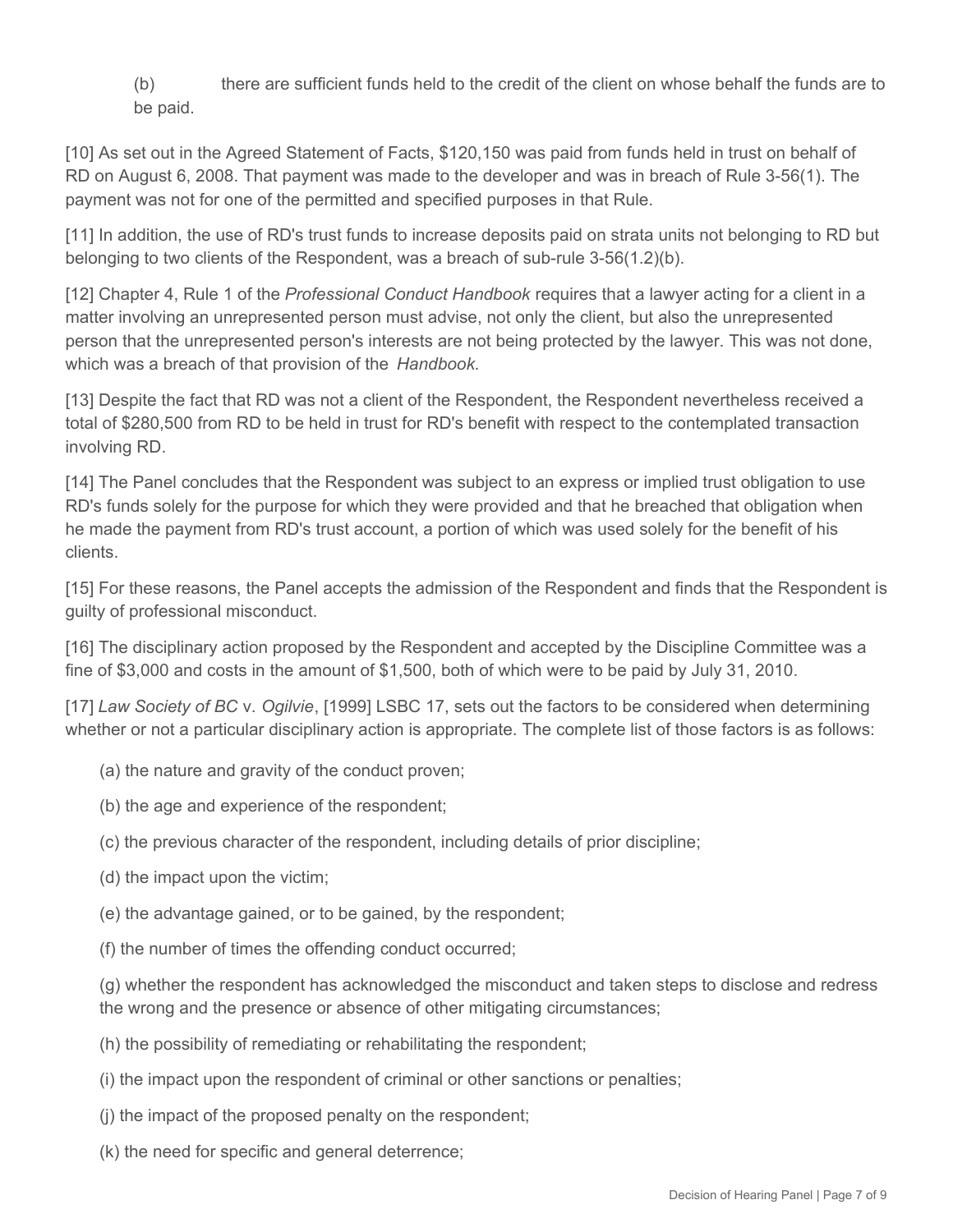(b) there are sufficient funds held to the credit of the client on whose behalf the funds are to be paid.

[10] As set out in the Agreed Statement of Facts, $120,150 was paid from funds held in trust on behalf of RD on August 6, 2008. That payment was made to the developer and was in breach of Rule 3-56(1). The payment was not for one of the permitted and specified purposes in that Rule.

[11] In addition, the use of RD's trust funds to increase deposits paid on strata units not belonging to RD but belonging to two clients of the Respondent, was a breach of sub-rule 3-56(1.2)(b).

[12] Chapter 4, Rule 1 of the *Professional Conduct Handbook* requires that a lawyer acting for a client in a matter involving an unrepresented person must advise, not only the client, but also the unrepresented person that the unrepresented person's interests are not being protected by the lawyer. This was not done, which was a breach of that provision of the *Handbook*.

[13] Despite the fact that RD was not a client of the Respondent, the Respondent nevertheless received a total of $280,500 from RD to be held in trust for RD's benefit with respect to the contemplated transaction involving RD.

[14] The Panel concludes that the Respondent was subject to an express or implied trust obligation to use RD's funds solely for the purpose for which they were provided and that he breached that obligation when he made the payment from RD's trust account, a portion of which was used solely for the benefit of his clients.

[15] For these reasons, the Panel accepts the admission of the Respondent and finds that the Respondent is guilty of professional misconduct.

[16] The disciplinary action proposed by the Respondent and accepted by the Discipline Committee was a fine of $3,000 and costs in the amount of $1,500, both of which were to be paid by July 31, 2010.

[17] *Law Society of BC* v. *Ogilvie*, [1999] LSBC 17, sets out the factors to be considered when determining whether or not a particular disciplinary action is appropriate. The complete list of those factors is as follows:

(a) the nature and gravity of the conduct proven;

(b) the age and experience of the respondent;

(c) the previous character of the respondent, including details of prior discipline;

(d) the impact upon the victim;

(e) the advantage gained, or to be gained, by the respondent;

(f) the number of times the offending conduct occurred;

(g) whether the respondent has acknowledged the misconduct and taken steps to disclose and redress the wrong and the presence or absence of other mitigating circumstances;

(h) the possibility of remediating or rehabilitating the respondent;

(i) the impact upon the respondent of criminal or other sanctions or penalties;

(j) the impact of the proposed penalty on the respondent;

(k) the need for specific and general deterrence;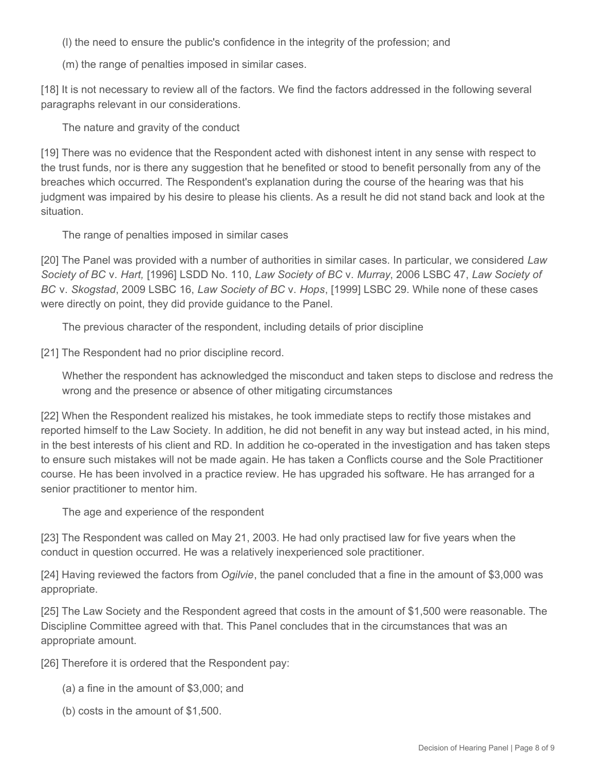(l) the need to ensure the public's confidence in the integrity of the profession; and

(m) the range of penalties imposed in similar cases.

[18] It is not necessary to review all of the factors. We find the factors addressed in the following several paragraphs relevant in our considerations.

The nature and gravity of the conduct

[19] There was no evidence that the Respondent acted with dishonest intent in any sense with respect to the trust funds, nor is there any suggestion that he benefited or stood to benefit personally from any of the breaches which occurred. The Respondent's explanation during the course of the hearing was that his judgment was impaired by his desire to please his clients. As a result he did not stand back and look at the situation.

The range of penalties imposed in similar cases

[20] The Panel was provided with a number of authorities in similar cases. In particular, we considered *Law Society of BC* v. *Hart,* [1996] LSDD No. 110, *Law Society of BC* v. *Murray*, 2006 LSBC 47, *Law Society of BC* v. *Skogstad*, 2009 LSBC 16, *Law Society of BC* v. *Hops*, [1999] LSBC 29. While none of these cases were directly on point, they did provide guidance to the Panel.

The previous character of the respondent, including details of prior discipline

[21] The Respondent had no prior discipline record.

Whether the respondent has acknowledged the misconduct and taken steps to disclose and redress the wrong and the presence or absence of other mitigating circumstances

[22] When the Respondent realized his mistakes, he took immediate steps to rectify those mistakes and reported himself to the Law Society. In addition, he did not benefit in any way but instead acted, in his mind, in the best interests of his client and RD. In addition he co-operated in the investigation and has taken steps to ensure such mistakes will not be made again. He has taken a Conflicts course and the Sole Practitioner course. He has been involved in a practice review. He has upgraded his software. He has arranged for a senior practitioner to mentor him.

The age and experience of the respondent

[23] The Respondent was called on May 21, 2003. He had only practised law for five years when the conduct in question occurred. He was a relatively inexperienced sole practitioner.

[24] Having reviewed the factors from *Ogilvie*, the panel concluded that a fine in the amount of $3,000 was appropriate.

[25] The Law Society and the Respondent agreed that costs in the amount of $1,500 were reasonable. The Discipline Committee agreed with that. This Panel concludes that in the circumstances that was an appropriate amount.

[26] Therefore it is ordered that the Respondent pay:

(a) a fine in the amount of $3,000; and

(b) costs in the amount of $1,500.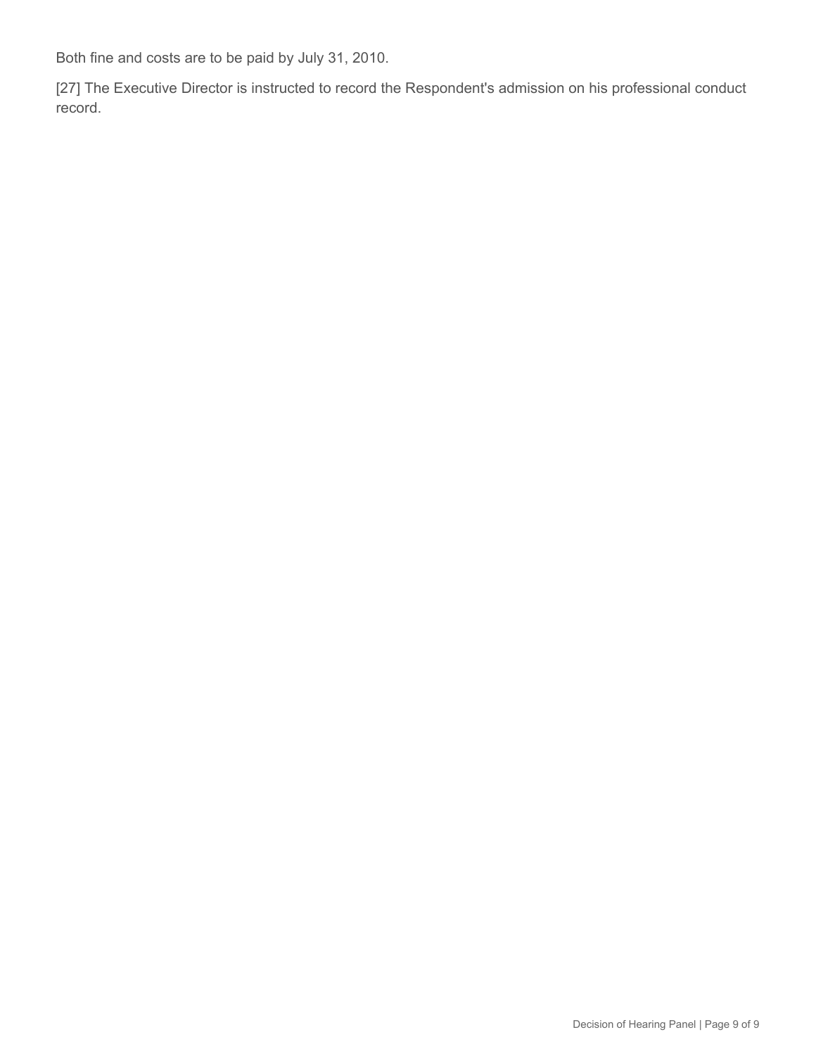Both fine and costs are to be paid by July 31, 2010.

[27] The Executive Director is instructed to record the Respondent's admission on his professional conduct record.